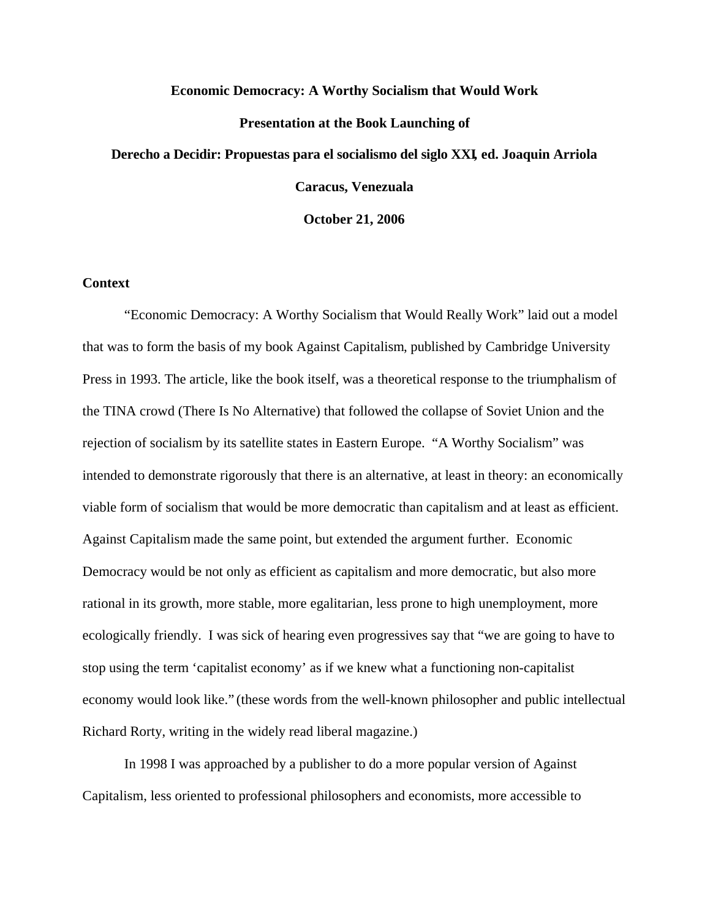**Economic Democracy: A Worthy Socialism that Would Work**

**Presentation at the Book Launching of**

**Derecho a Decidir: Propuestas para el socialismo del siglo XXI, ed. Joaquin Arriola**

**Caracus, Venezuala**

**October 21, 2006**

## Context

"Economic Democracy: A Worthy Socialism that Would Really Work" laid out a model that was to form the basis of my book Against Capitalism, published by Cambridge University Press in 1993. The article, like the book itself, was a theoretical response to the triumphalism of the TINA crowd (There Is No Alternative) that followed the collapse of Soviet Union and the rejection of socialism by its satellite states in Eastern Europe. "A Worthy Socialism" was intended to demonstrate rigorously that there is an alternative, at least in theory: an economically viable form of socialism that would be more democratic than capitalism and at least as efficient. Against Capitalism made the same point, but extended the argument further. Economic Democracy would be not only as efficient as capitalism and more democratic, but also more rational in its growth, more stable, more egalitarian, less prone to high unemployment, more ecologically friendly. I was sick of hearing even progressives say that "we are going to have to stop using the term 'capitalist economy' as if we knew what a functioning non-capitalist economy would look like." (these words from the well-known philosopher and public intellectual Richard Rorty, writing in the widely read liberal magazine.)

In 1998 I was approached by a publisher to do a more popular version of Against Capitalism, less oriented to professional philosophers and economists, more accessible to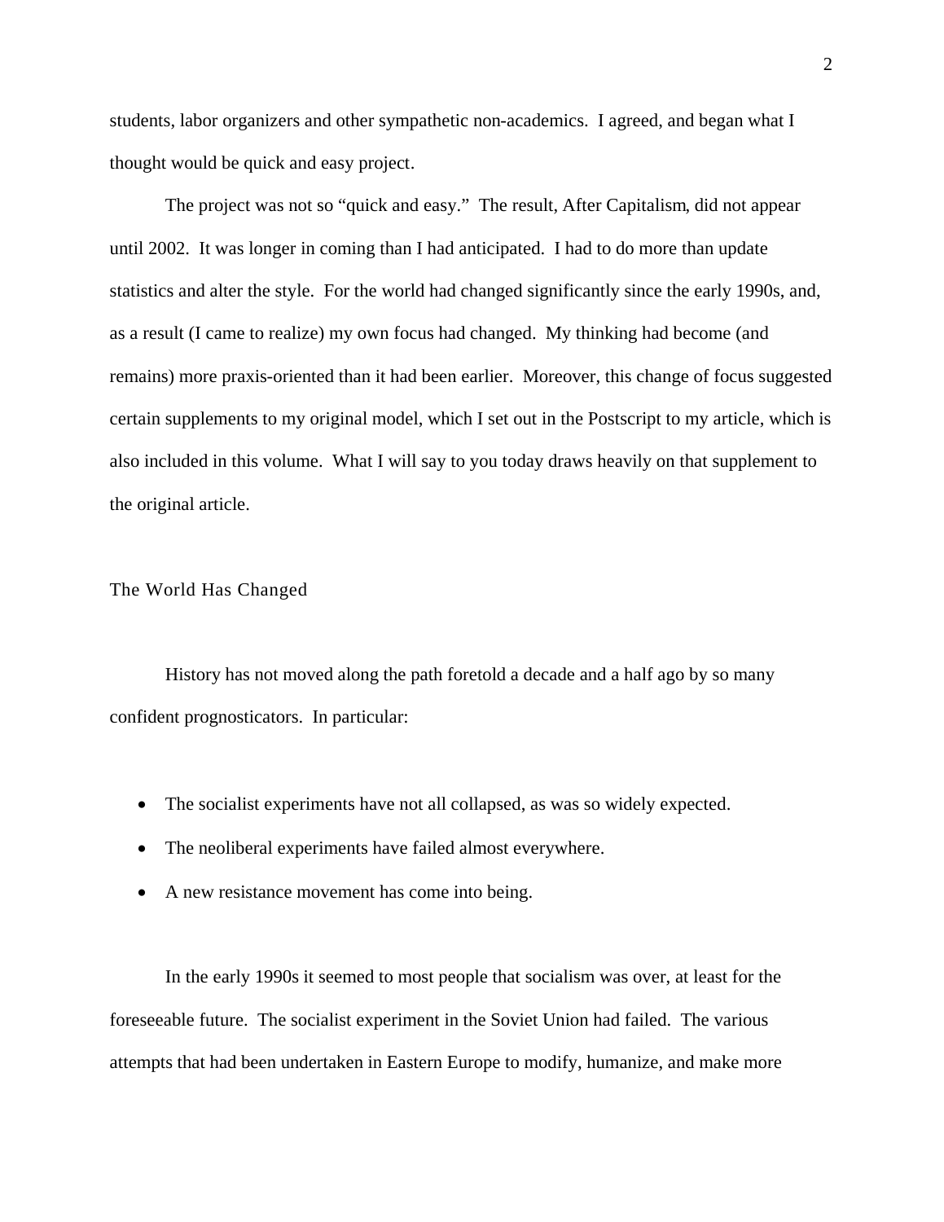students, labor organizers and other sympathetic non-academics. I agreed, and began what I thought would be quick and easy project.

The project was not so "quick and easy." The result, After Capitalism, did not appear until 2002. It was longer in coming than I had anticipated. I had to do more than update statistics and alter the style. For the world had changed significantly since the early 1990s, and, as a result (I came to realize) my own focus had changed. My thinking had become (and remains) more praxis-oriented than it had been earlier. Moreover, this change of focus suggested certain supplements to my original model, which I set out in the Postscript to my article, which is also included in this volume. What I will say to you today draws heavily on that supplement to the original article.

## The World Has Changed

History has not moved along the path foretold a decade and a half ago by so many confident prognosticators. In particular:

- The socialist experiments have not all collapsed, as was so widely expected.
- The neoliberal experiments have failed almost everywhere.
- A new resistance movement has come into being.

In the early 1990s it seemed to most people that socialism was over, at least for the foreseeable future. The socialist experiment in the Soviet Union had failed. The various attempts that had been undertaken in Eastern Europe to modify, humanize, and make more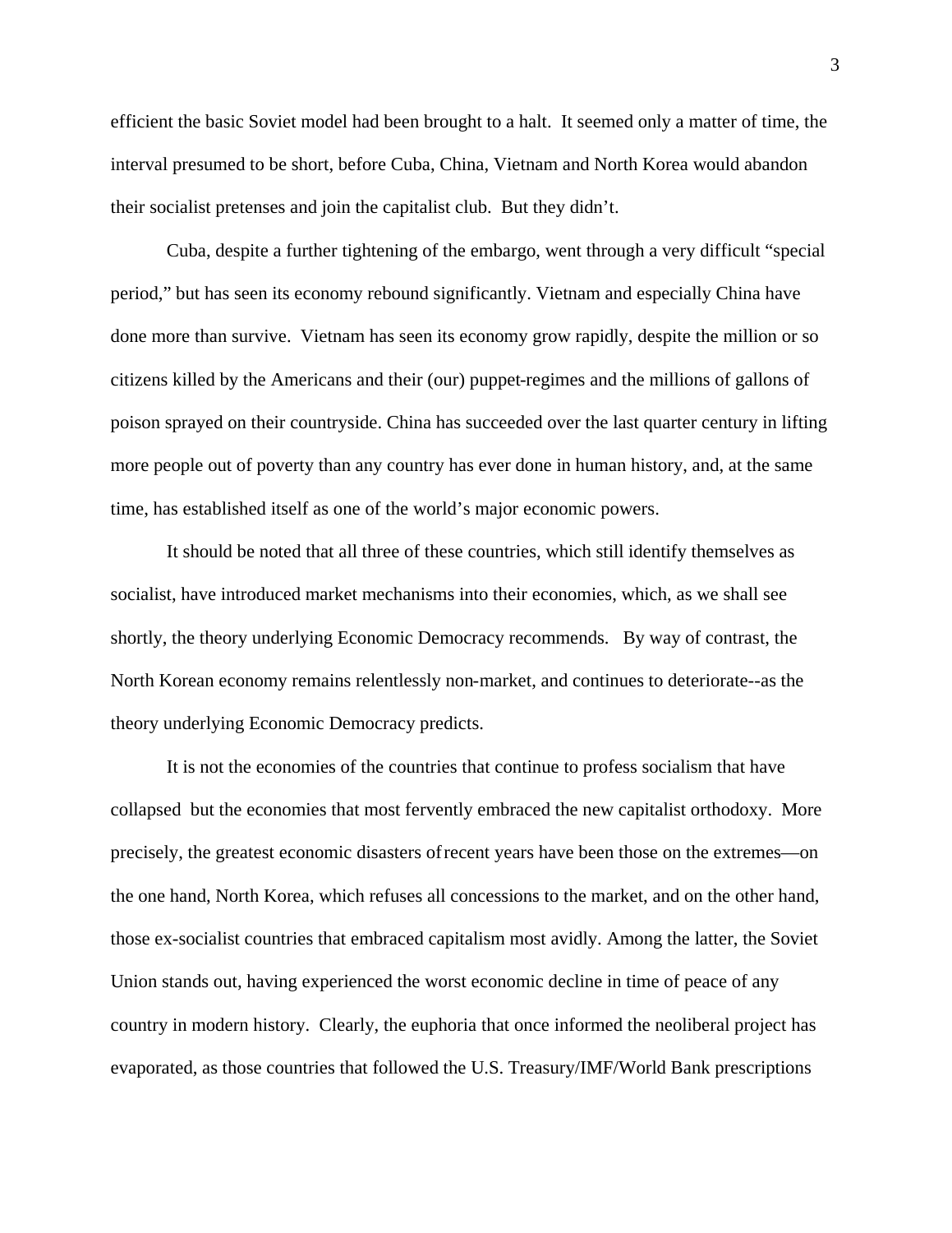efficient the basic Soviet model had been brought to a halt. It seemed only a matter of time, the interval presumed to be short, before Cuba, China, Vietnam and North Korea would abandon their socialist pretenses and join the capitalist club. But they didn't.

Cuba, despite a further tightening of the embargo, went through a very difficult "special period," but has seen its economy rebound significantly. Vietnam and especially China have done more than survive. Vietnam has seen its economy grow rapidly, despite the million or so citizens killed by the Americans and their (our) puppet-regimes and the millions of gallons of poison sprayed on their countryside. China has succeeded over the last quarter century in lifting more people out of poverty than any country has ever done in human history, and, at the same time, has established itself as one of the world's major economic powers.

It should be noted that all three of these countries, which still identify themselves as socialist, have introduced market mechanisms into their economies, which, as we shall see shortly, the theory underlying Economic Democracy recommends. By way of contrast, the North Korean economy remains relentlessly non-market, and continues to deteriorate--as the theory underlying Economic Democracy predicts.

It is not the economies of the countries that continue to profess socialism that have collapsed but the economies that most fervently embraced the new capitalist orthodoxy. More precisely, the greatest economic disasters of recent years have been those on the extremes—on the one hand, North Korea, which refuses all concessions to the market, and on the other hand, those ex-socialist countries that embraced capitalism most avidly. Among the latter, the Soviet Union stands out, having experienced the worst economic decline in time of peace of any country in modern history. Clearly, the euphoria that once informed the neoliberal project has evaporated, as those countries that followed the U.S. Treasury/IMF/World Bank prescriptions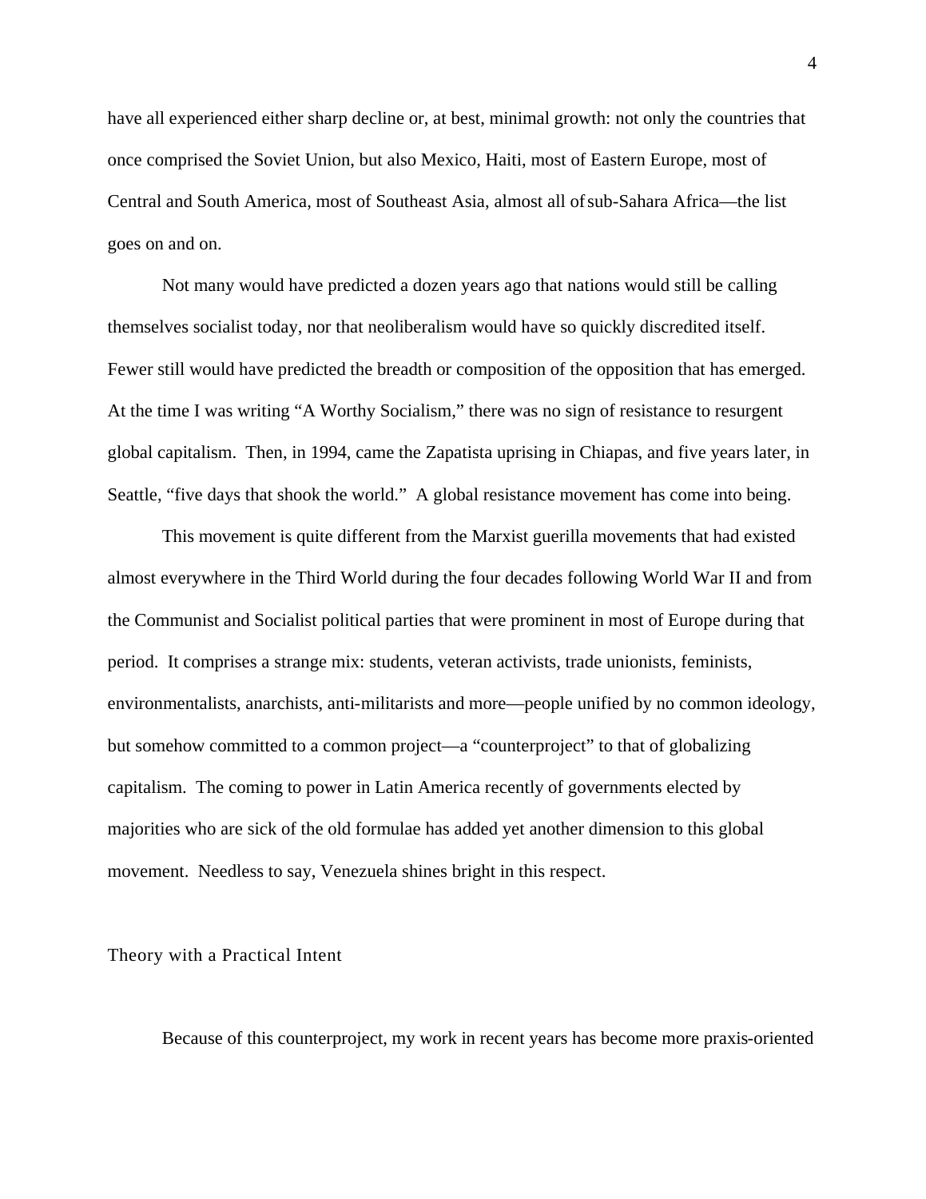have all experienced either sharp decline or, at best, minimal growth: not only the countries that once comprised the Soviet Union, but also Mexico, Haiti, most of Eastern Europe, most of Central and South America, most of Southeast Asia, almost all of sub-Sahara Africa—the list goes on and on.

Not many would have predicted a dozen years ago that nations would still be calling themselves socialist today, nor that neoliberalism would have so quickly discredited itself. Fewer still would have predicted the breadth or composition of the opposition that has emerged. At the time I was writing "A Worthy Socialism," there was no sign of resistance to resurgent global capitalism. Then, in 1994, came the Zapatista uprising in Chiapas, and five years later, in Seattle, "five days that shook the world." A global resistance movement has come into being.

This movement is quite different from the Marxist guerilla movements that had existed almost everywhere in the Third World during the four decades following World War II and from the Communist and Socialist political parties that were prominent in most of Europe during that period. It comprises a strange mix: students, veteran activists, trade unionists, feminists, environmentalists, anarchists, anti-militarists and more—people unified by no common ideology, but somehow committed to a common project—a "counterproject" to that of globalizing capitalism. The coming to power in Latin America recently of governments elected by majorities who are sick of the old formulae has added yet another dimension to this global movement. Needless to say, Venezuela shines bright in this respect.

## Theory with a Practical Intent

Because of this counterproject, my work in recent years has become more praxis-oriented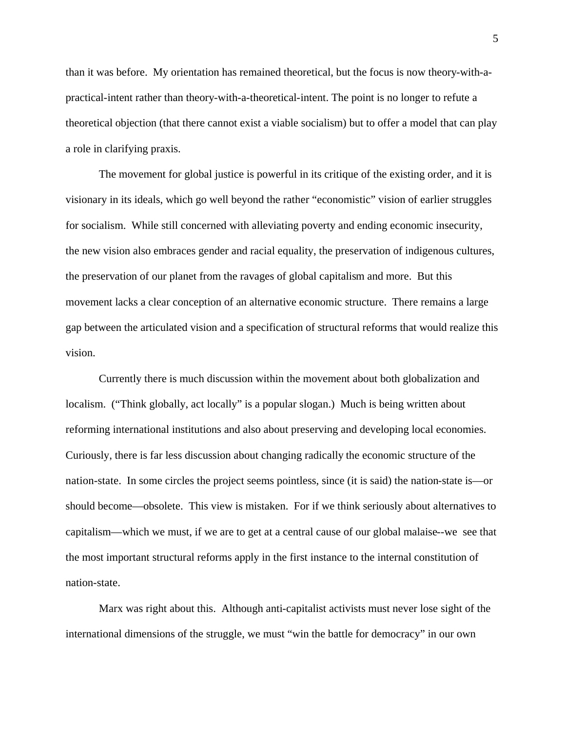than it was before. My orientation has remained theoretical, but the focus is now theory-with-a-practical-intent rather than theory-with-a-theoretical-intent. The point is no longer to refute a theoretical objection (that there cannot exist a viable socialism) but to offer a model that can play a role in clarifying praxis.

The movement for global justice is powerful in its critique of the existing order, and it is visionary in its ideals, which go well beyond the rather "economistic" vision of earlier struggles for socialism. While still concerned with alleviating poverty and ending economic insecurity, the new vision also embraces gender and racial equality, the preservation of indigenous cultures, the preservation of our planet from the ravages of global capitalism and more. But this movement lacks a clear conception of an alternative economic structure. There remains a large gap between the articulated vision and a specification of structural reforms that would realize this vision.

Currently there is much discussion within the movement about both globalization and localism. ("Think globally, act locally" is a popular slogan.) Much is being written about reforming international institutions and also about preserving and developing local economies. Curiously, there is far less discussion about changing radically the economic structure of the nation-state. In some circles the project seems pointless, since (it is said) the nation-state is—or should become—obsolete. This view is mistaken. For if we think seriously about alternatives to capitalism—which we must, if we are to get at a central cause of our global malaise--we see that the most important structural reforms apply in the first instance to the internal constitution of nation-state.

Marx was right about this. Although anti-capitalist activists must never lose sight of the international dimensions of the struggle, we must "win the battle for democracy" in our own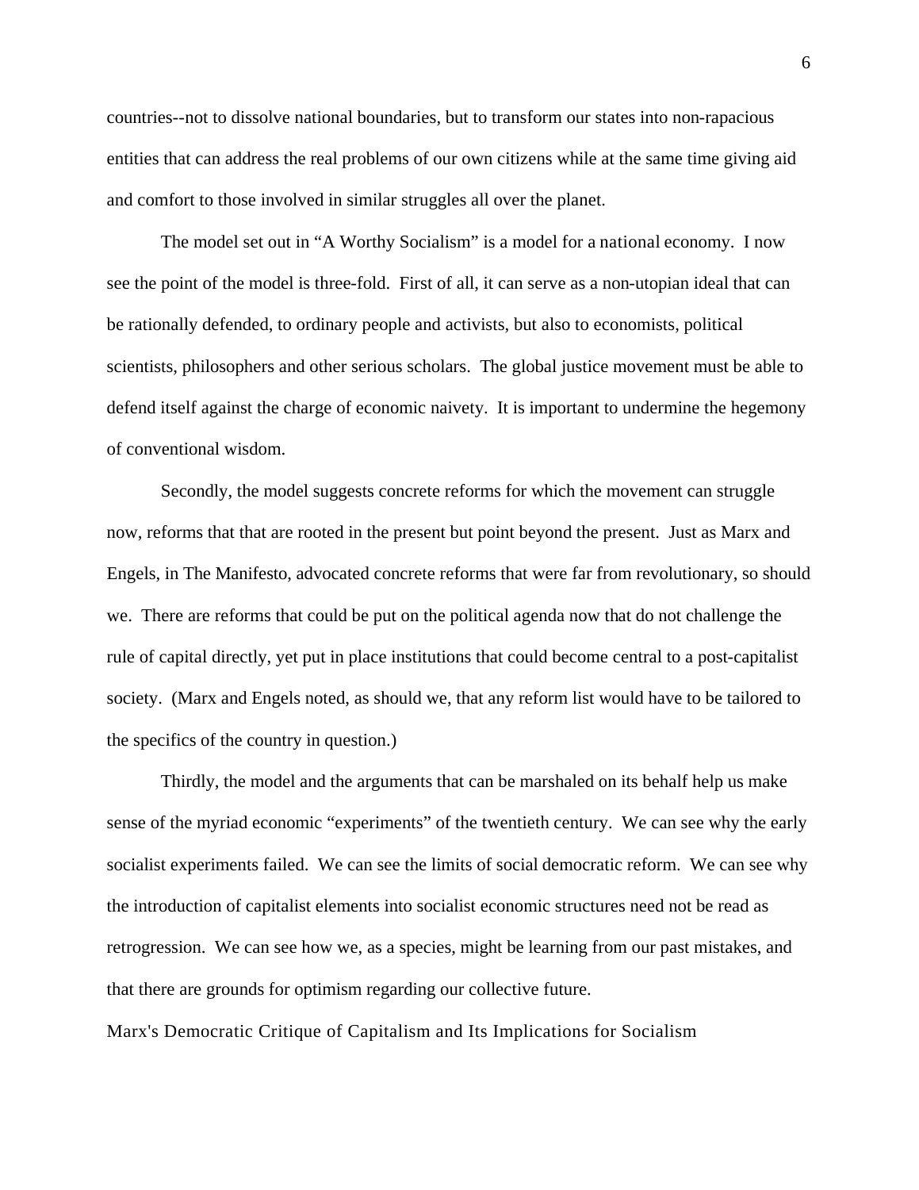countries--not to dissolve national boundaries, but to transform our states into non-rapacious entities that can address the real problems of our own citizens while at the same time giving aid and comfort to those involved in similar struggles all over the planet.

The model set out in “A Worthy Socialism” is a model for a national economy. I now see the point of the model is three-fold. First of all, it can serve as a non-utopian ideal that can be rationally defended, to ordinary people and activists, but also to economists, political scientists, philosophers and other serious scholars. The global justice movement must be able to defend itself against the charge of economic naivety. It is important to undermine the hegemony of conventional wisdom.

Secondly, the model suggests concrete reforms for which the movement can struggle now, reforms that that are rooted in the present but point beyond the present. Just as Marx and Engels, in The Manifesto, advocated concrete reforms that were far from revolutionary, so should we. There are reforms that could be put on the political agenda now that do not challenge the rule of capital directly, yet put in place institutions that could become central to a post-capitalist society. (Marx and Engels noted, as should we, that any reform list would have to be tailored to the specifics of the country in question.)

Thirdly, the model and the arguments that can be marshaled on its behalf help us make sense of the myriad economic “experiments” of the twentieth century. We can see why the early socialist experiments failed. We can see the limits of social democratic reform. We can see why the introduction of capitalist elements into socialist economic structures need not be read as retrogression. We can see how we, as a species, might be learning from our past mistakes, and that there are grounds for optimism regarding our collective future.

Marx's Democratic Critique of Capitalism and Its Implications for Socialism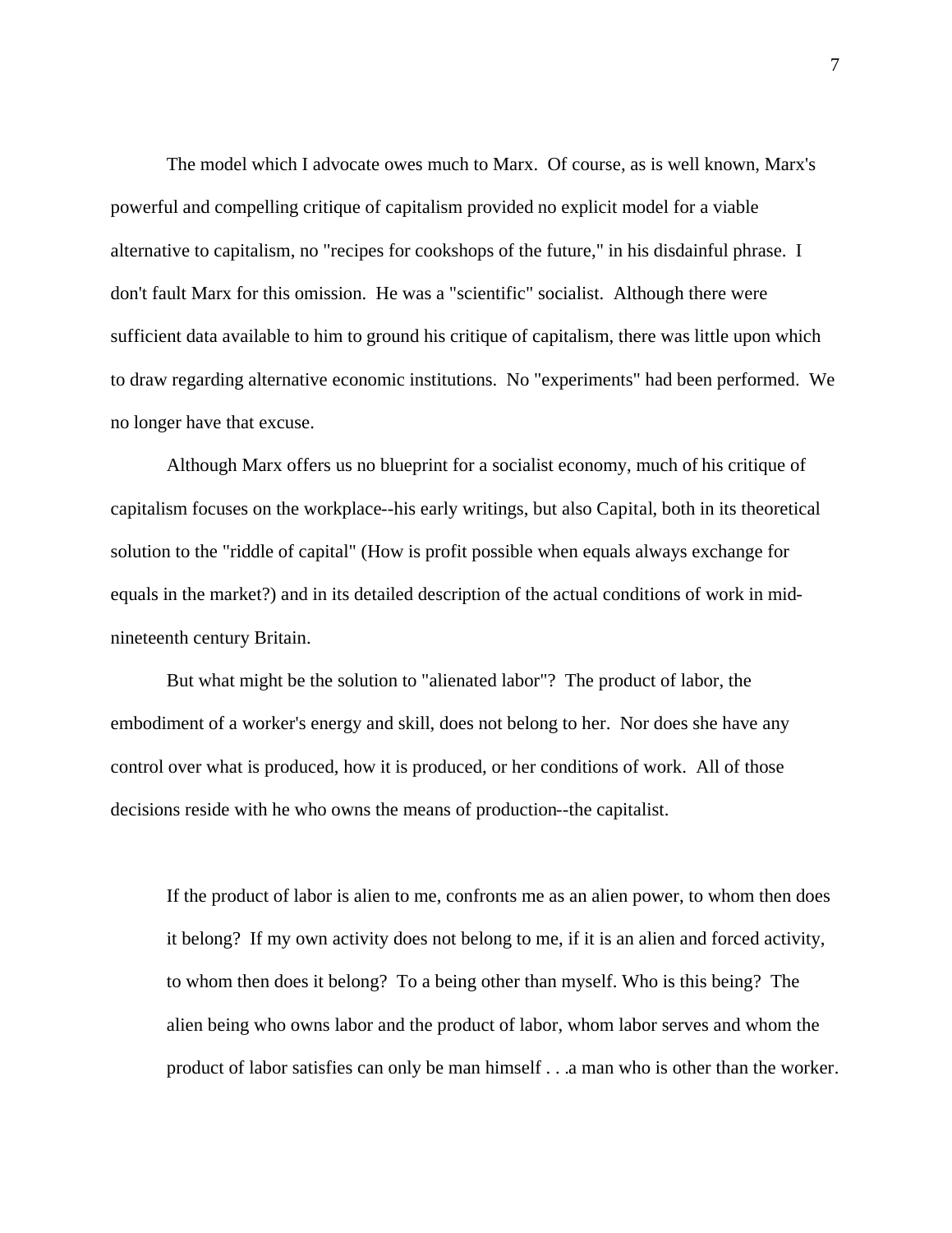The model which I advocate owes much to Marx. Of course, as is well known, Marx's powerful and compelling critique of capitalism provided no explicit model for a viable alternative to capitalism, no "recipes for cookshops of the future," in his disdainful phrase. I don't fault Marx for this omission. He was a "scientific" socialist. Although there were sufficient data available to him to ground his critique of capitalism, there was little upon which to draw regarding alternative economic institutions. No "experiments" had been performed. We no longer have that excuse.

Although Marx offers us no blueprint for a socialist economy, much of his critique of capitalism focuses on the workplace--his early writings, but also Capital, both in its theoretical solution to the "riddle of capital" (How is profit possible when equals always exchange for equals in the market?) and in its detailed description of the actual conditions of work in mid-nineteenth century Britain.

But what might be the solution to "alienated labor"? The product of labor, the embodiment of a worker's energy and skill, does not belong to her. Nor does she have any control over what is produced, how it is produced, or her conditions of work. All of those decisions reside with he who owns the means of production--the capitalist.

> If the product of labor is alien to me, confronts me as an alien power, to whom then does it belong? If my own activity does not belong to me, if it is an alien and forced activity, to whom then does it belong? To a being other than myself. Who is this being? The alien being who owns labor and the product of labor, whom labor serves and whom the product of labor satisfies can only be man himself . . .a man who is other than the worker.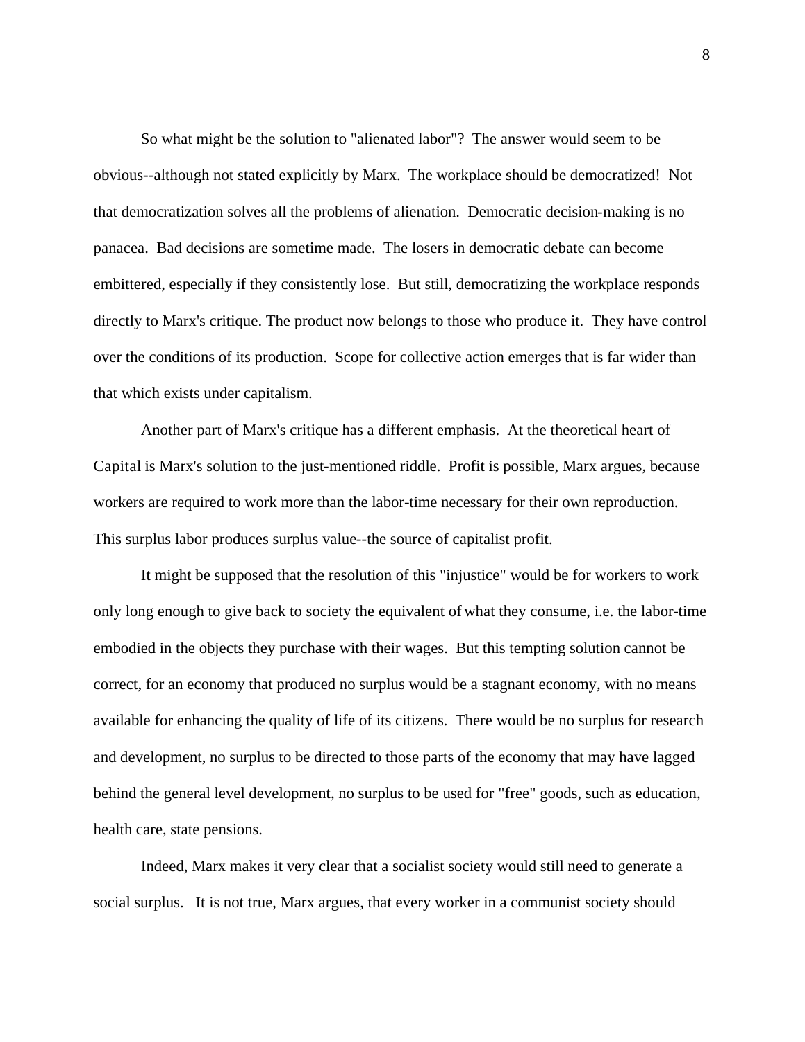So what might be the solution to "alienated labor"? The answer would seem to be obvious--although not stated explicitly by Marx. The workplace should be democratized! Not that democratization solves all the problems of alienation. Democratic decision-making is no panacea. Bad decisions are sometime made. The losers in democratic debate can become embittered, especially if they consistently lose. But still, democratizing the workplace responds directly to Marx's critique. The product now belongs to those who produce it. They have control over the conditions of its production. Scope for collective action emerges that is far wider than that which exists under capitalism.

Another part of Marx's critique has a different emphasis. At the theoretical heart of Capital is Marx's solution to the just-mentioned riddle. Profit is possible, Marx argues, because workers are required to work more than the labor-time necessary for their own reproduction. This surplus labor produces surplus value--the source of capitalist profit.

It might be supposed that the resolution of this "injustice" would be for workers to work only long enough to give back to society the equivalent of what they consume, i.e. the labor-time embodied in the objects they purchase with their wages. But this tempting solution cannot be correct, for an economy that produced no surplus would be a stagnant economy, with no means available for enhancing the quality of life of its citizens. There would be no surplus for research and development, no surplus to be directed to those parts of the economy that may have lagged behind the general level development, no surplus to be used for "free" goods, such as education, health care, state pensions.

Indeed, Marx makes it very clear that a socialist society would still need to generate a social surplus. It is not true, Marx argues, that every worker in a communist society should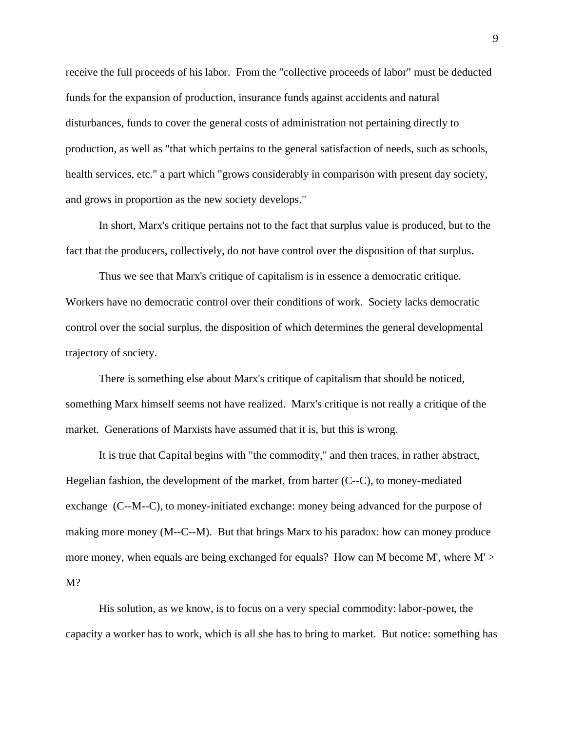receive the full proceeds of his labor. From the "collective proceeds of labor" must be deducted funds for the expansion of production, insurance funds against accidents and natural disturbances, funds to cover the general costs of administration not pertaining directly to production, as well as "that which pertains to the general satisfaction of needs, such as schools, health services, etc." a part which "grows considerably in comparison with present day society, and grows in proportion as the new society develops."

In short, Marx's critique pertains not to the fact that surplus value is produced, but to the fact that the producers, collectively, do not have control over the disposition of that surplus.

Thus we see that Marx's critique of capitalism is in essence a democratic critique. Workers have no democratic control over their conditions of work. Society lacks democratic control over the social surplus, the disposition of which determines the general developmental trajectory of society.

There is something else about Marx's critique of capitalism that should be noticed, something Marx himself seems not have realized. Marx's critique is not really a critique of the market. Generations of Marxists have assumed that it is, but this is wrong.

It is true that Capital begins with "the commodity," and then traces, in rather abstract, Hegelian fashion, the development of the market, from barter (C--C), to money-mediated exchange (C--M--C), to money-initiated exchange: money being advanced for the purpose of making more money (M--C--M). But that brings Marx to his paradox: how can money produce more money, when equals are being exchanged for equals? How can M become M', where M' > M?

His solution, as we know, is to focus on a very special commodity: labor-power, the capacity a worker has to work, which is all she has to bring to market. But notice: something has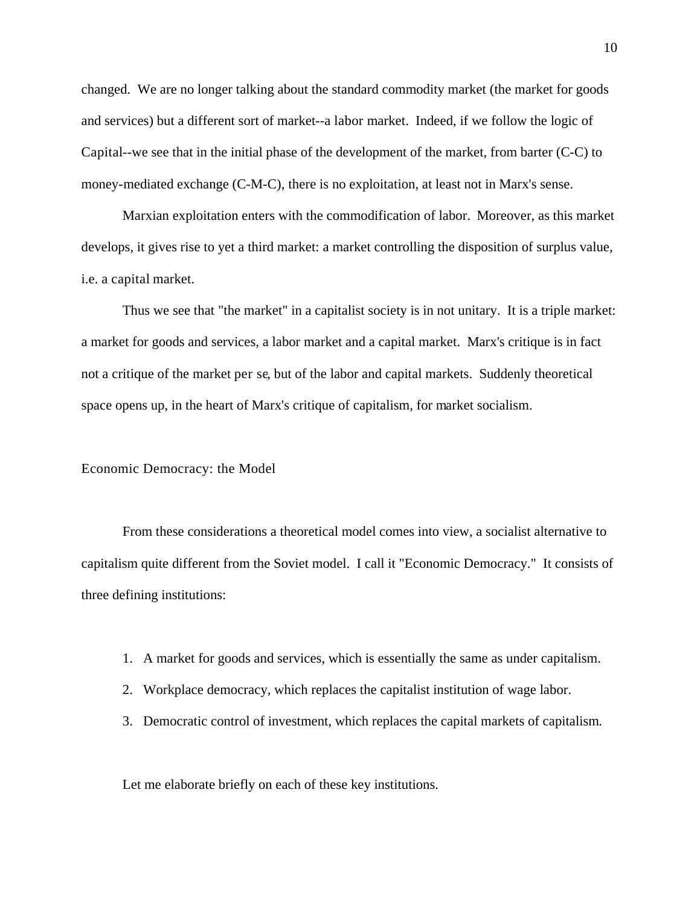changed. We are no longer talking about the standard commodity market (the market for goods and services) but a different sort of market--a labor market. Indeed, if we follow the logic of Capital--we see that in the initial phase of the development of the market, from barter (C-C) to money-mediated exchange (C-M-C), there is no exploitation, at least not in Marx's sense.

Marxian exploitation enters with the commodification of labor. Moreover, as this market develops, it gives rise to yet a third market: a market controlling the disposition of surplus value, i.e. a capital market.

Thus we see that "the market" in a capitalist society is in not unitary. It is a triple market: a market for goods and services, a labor market and a capital market. Marx's critique is in fact not a critique of the market per se, but of the labor and capital markets. Suddenly theoretical space opens up, in the heart of Marx's critique of capitalism, for market socialism.

## Economic Democracy: the Model

From these considerations a theoretical model comes into view, a socialist alternative to capitalism quite different from the Soviet model. I call it "Economic Democracy." It consists of three defining institutions:

1. A market for goods and services, which is essentially the same as under capitalism.
2. Workplace democracy, which replaces the capitalist institution of wage labor.
3. Democratic control of investment, which replaces the capital markets of capitalism.

Let me elaborate briefly on each of these key institutions.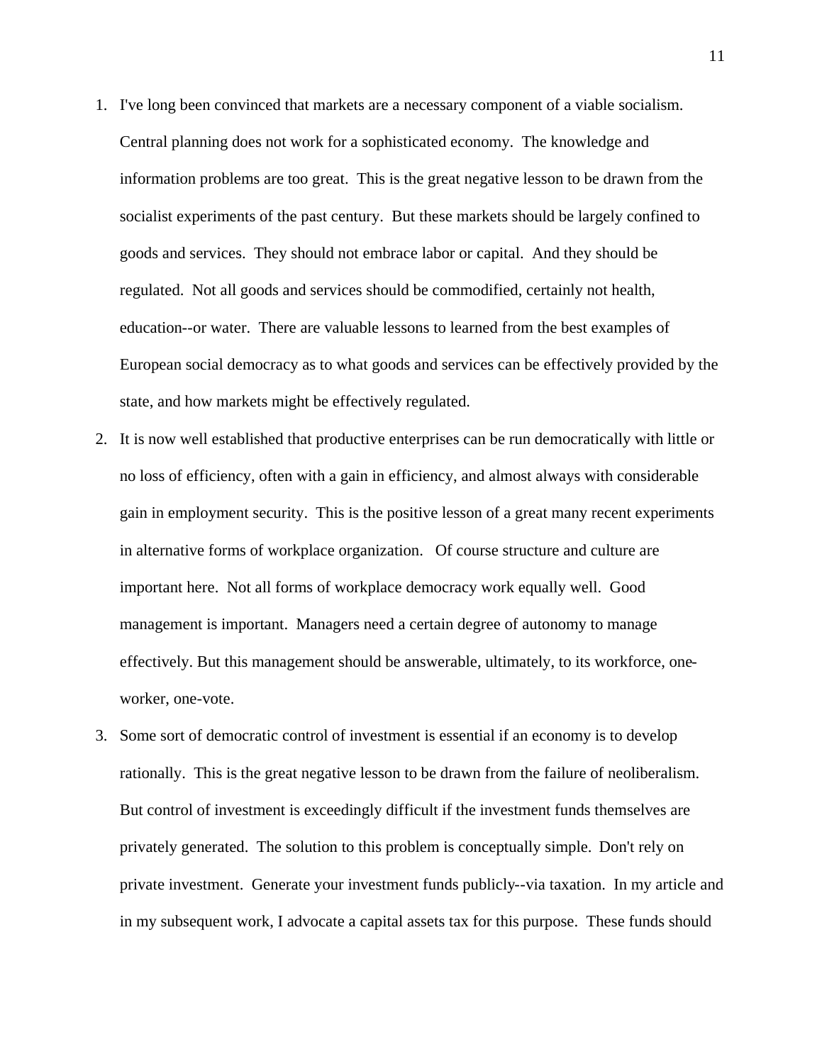1. I've long been convinced that markets are a necessary component of a viable socialism. Central planning does not work for a sophisticated economy. The knowledge and information problems are too great. This is the great negative lesson to be drawn from the socialist experiments of the past century. But these markets should be largely confined to goods and services. They should not embrace labor or capital. And they should be regulated. Not all goods and services should be commodified, certainly not health, education--or water. There are valuable lessons to learned from the best examples of European social democracy as to what goods and services can be effectively provided by the state, and how markets might be effectively regulated.
2. It is now well established that productive enterprises can be run democratically with little or no loss of efficiency, often with a gain in efficiency, and almost always with considerable gain in employment security. This is the positive lesson of a great many recent experiments in alternative forms of workplace organization. Of course structure and culture are important here. Not all forms of workplace democracy work equally well. Good management is important. Managers need a certain degree of autonomy to manage effectively. But this management should be answerable, ultimately, to its workforce, one-worker, one-vote.
3. Some sort of democratic control of investment is essential if an economy is to develop rationally. This is the great negative lesson to be drawn from the failure of neoliberalism. But control of investment is exceedingly difficult if the investment funds themselves are privately generated. The solution to this problem is conceptually simple. Don't rely on private investment. Generate your investment funds publicly--via taxation. In my article and in my subsequent work, I advocate a capital assets tax for this purpose. These funds should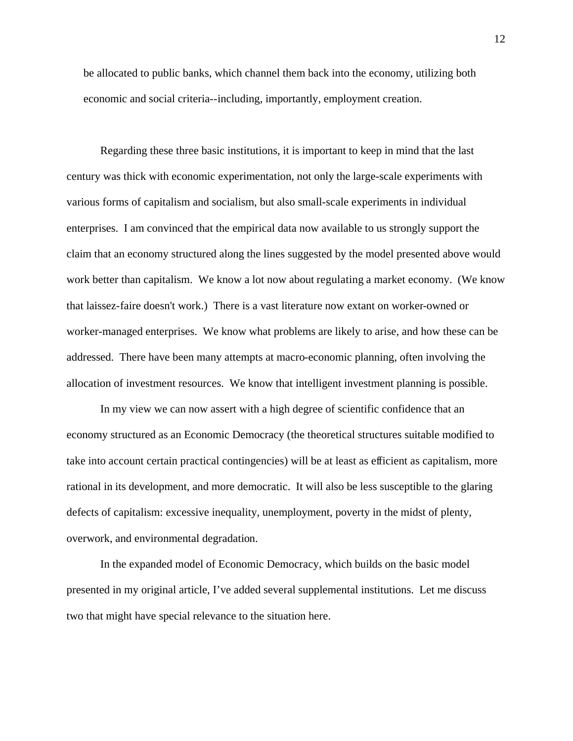be allocated to public banks, which channel them back into the economy, utilizing both economic and social criteria--including, importantly, employment creation.

Regarding these three basic institutions, it is important to keep in mind that the last century was thick with economic experimentation, not only the large-scale experiments with various forms of capitalism and socialism, but also small-scale experiments in individual enterprises. I am convinced that the empirical data now available to us strongly support the claim that an economy structured along the lines suggested by the model presented above would work better than capitalism. We know a lot now about regulating a market economy. (We know that laissez-faire doesn't work.) There is a vast literature now extant on worker-owned or worker-managed enterprises. We know what problems are likely to arise, and how these can be addressed. There have been many attempts at macro-economic planning, often involving the allocation of investment resources. We know that intelligent investment planning is possible.

In my view we can now assert with a high degree of scientific confidence that an economy structured as an Economic Democracy (the theoretical structures suitable modified to take into account certain practical contingencies) will be at least as efficient as capitalism, more rational in its development, and more democratic. It will also be less susceptible to the glaring defects of capitalism: excessive inequality, unemployment, poverty in the midst of plenty, overwork, and environmental degradation.

In the expanded model of Economic Democracy, which builds on the basic model presented in my original article, I've added several supplemental institutions. Let me discuss two that might have special relevance to the situation here.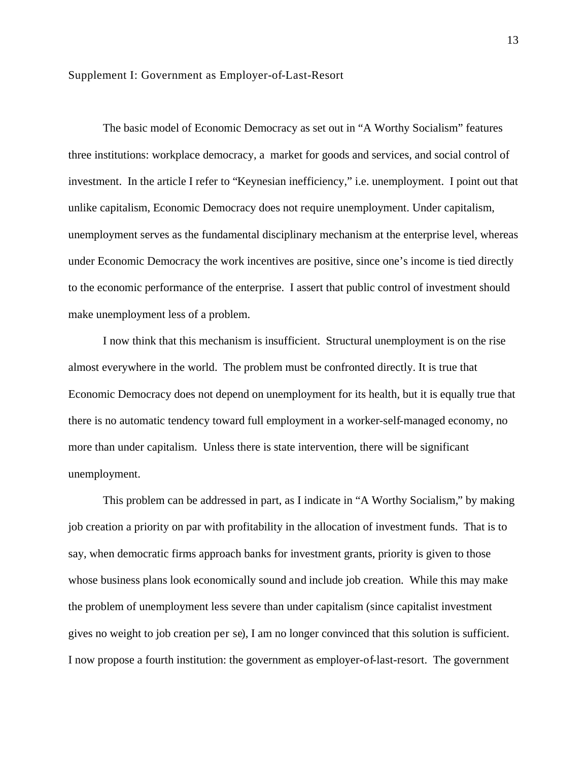## Supplement I: Government as Employer-of-Last-Resort

The basic model of Economic Democracy as set out in "A Worthy Socialism" features three institutions: workplace democracy, a market for goods and services, and social control of investment. In the article I refer to "Keynesian inefficiency," i.e. unemployment. I point out that unlike capitalism, Economic Democracy does not require unemployment. Under capitalism, unemployment serves as the fundamental disciplinary mechanism at the enterprise level, whereas under Economic Democracy the work incentives are positive, since one's income is tied directly to the economic performance of the enterprise. I assert that public control of investment should make unemployment less of a problem.

I now think that this mechanism is insufficient. Structural unemployment is on the rise almost everywhere in the world. The problem must be confronted directly. It is true that Economic Democracy does not depend on unemployment for its health, but it is equally true that there is no automatic tendency toward full employment in a worker-self-managed economy, no more than under capitalism. Unless there is state intervention, there will be significant unemployment.

This problem can be addressed in part, as I indicate in "A Worthy Socialism," by making job creation a priority on par with profitability in the allocation of investment funds. That is to say, when democratic firms approach banks for investment grants, priority is given to those whose business plans look economically sound and include job creation. While this may make the problem of unemployment less severe than under capitalism (since capitalist investment gives no weight to job creation *per se*), I am no longer convinced that this solution is sufficient. I now propose a fourth institution: the government as employer-of-last-resort. The government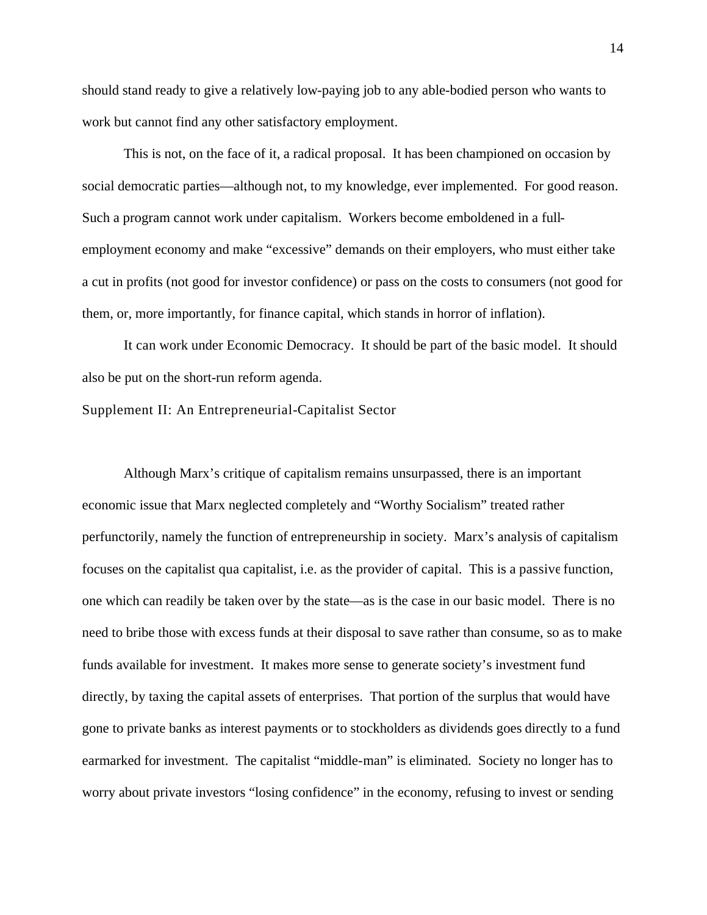should stand ready to give a relatively low-paying job to any able-bodied person who wants to work but cannot find any other satisfactory employment.

This is not, on the face of it, a radical proposal. It has been championed on occasion by social democratic parties—although not, to my knowledge, ever implemented. For good reason. Such a program cannot work under capitalism. Workers become emboldened in a full-employment economy and make "excessive" demands on their employers, who must either take a cut in profits (not good for investor confidence) or pass on the costs to consumers (not good for them, or, more importantly, for finance capital, which stands in horror of inflation).

It can work under Economic Democracy. It should be part of the basic model. It should also be put on the short-run reform agenda.

## Supplement II: An Entrepreneurial-Capitalist Sector

Although Marx's critique of capitalism remains unsurpassed, there is an important economic issue that Marx neglected completely and "Worthy Socialism" treated rather perfunctorily, namely the function of entrepreneurship in society. Marx's analysis of capitalism focuses on the capitalist qua capitalist, i.e. as the provider of capital. This is a passive function, one which can readily be taken over by the state—as is the case in our basic model. There is no need to bribe those with excess funds at their disposal to save rather than consume, so as to make funds available for investment. It makes more sense to generate society's investment fund directly, by taxing the capital assets of enterprises. That portion of the surplus that would have gone to private banks as interest payments or to stockholders as dividends goes directly to a fund earmarked for investment. The capitalist "middle-man" is eliminated. Society no longer has to worry about private investors "losing confidence" in the economy, refusing to invest or sending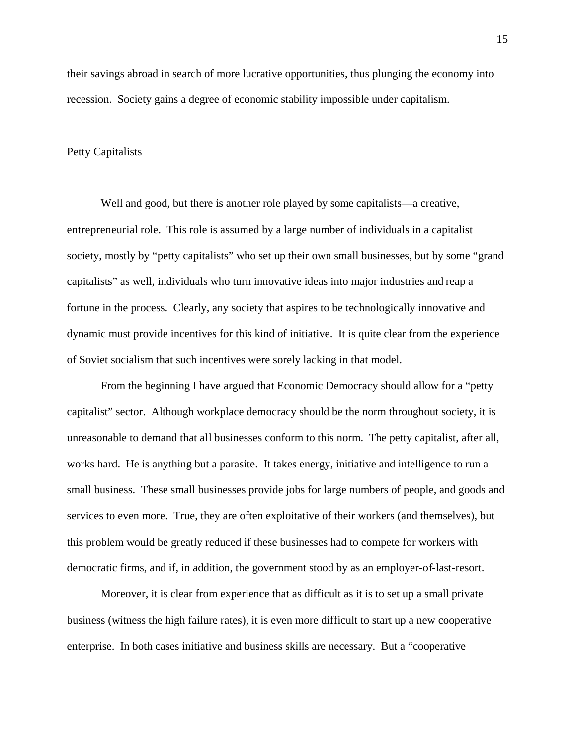their savings abroad in search of more lucrative opportunities, thus plunging the economy into recession. Society gains a degree of economic stability impossible under capitalism.

## Petty Capitalists

Well and good, but there is another role played by some capitalists—a creative, entrepreneurial role. This role is assumed by a large number of individuals in a capitalist society, mostly by "petty capitalists" who set up their own small businesses, but by some "grand capitalists" as well, individuals who turn innovative ideas into major industries and reap a fortune in the process. Clearly, any society that aspires to be technologically innovative and dynamic must provide incentives for this kind of initiative. It is quite clear from the experience of Soviet socialism that such incentives were sorely lacking in that model.

From the beginning I have argued that Economic Democracy should allow for a "petty capitalist" sector. Although workplace democracy should be the norm throughout society, it is unreasonable to demand that all businesses conform to this norm. The petty capitalist, after all, works hard. He is anything but a parasite. It takes energy, initiative and intelligence to run a small business. These small businesses provide jobs for large numbers of people, and goods and services to even more. True, they are often exploitative of their workers (and themselves), but this problem would be greatly reduced if these businesses had to compete for workers with democratic firms, and if, in addition, the government stood by as an employer-of-last-resort.

Moreover, it is clear from experience that as difficult as it is to set up a small private business (witness the high failure rates), it is even more difficult to start up a new cooperative enterprise. In both cases initiative and business skills are necessary. But a "cooperative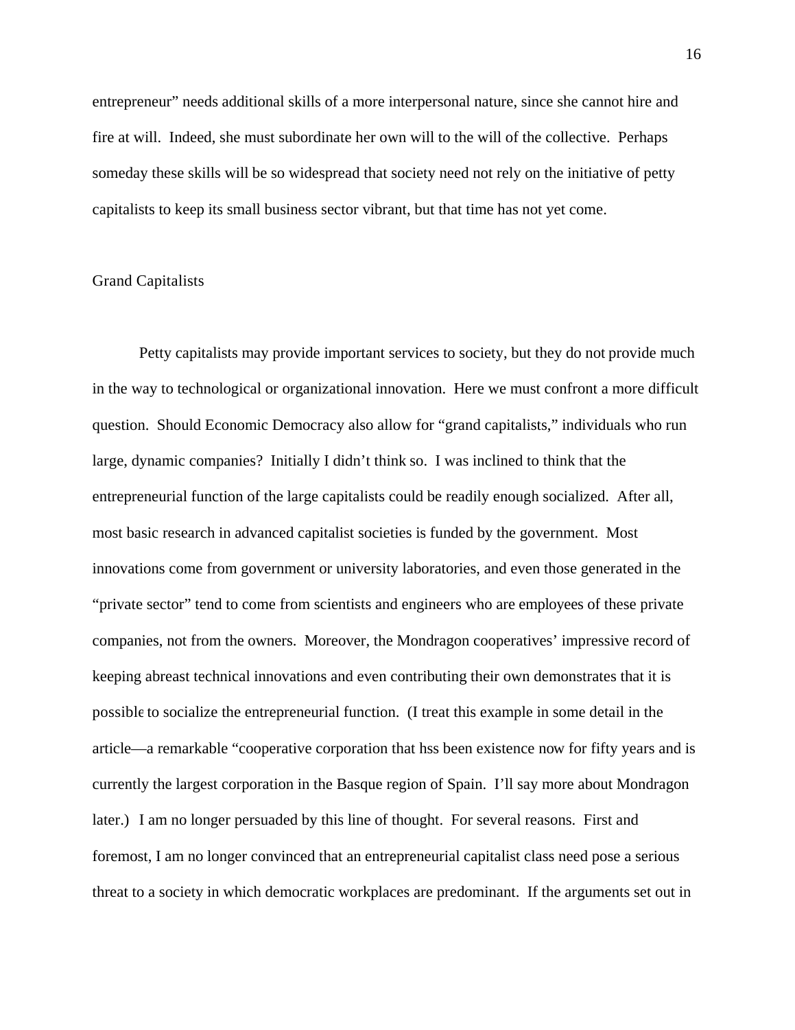entrepreneur" needs additional skills of a more interpersonal nature, since she cannot hire and fire at will. Indeed, she must subordinate her own will to the will of the collective. Perhaps someday these skills will be so widespread that society need not rely on the initiative of petty capitalists to keep its small business sector vibrant, but that time has not yet come.

## Grand Capitalists

Petty capitalists may provide important services to society, but they do not provide much in the way to technological or organizational innovation. Here we must confront a more difficult question. Should Economic Democracy also allow for "grand capitalists," individuals who run large, dynamic companies? Initially I didn't think so. I was inclined to think that the entrepreneurial function of the large capitalists could be readily enough socialized. After all, most basic research in advanced capitalist societies is funded by the government. Most innovations come from government or university laboratories, and even those generated in the "private sector" tend to come from scientists and engineers who are employees of these private companies, not from the owners. Moreover, the Mondragon cooperatives' impressive record of keeping abreast technical innovations and even contributing their own demonstrates that it is possible to socialize the entrepreneurial function. (I treat this example in some detail in the article—a remarkable "cooperative corporation that hss been existence now for fifty years and is currently the largest corporation in the Basque region of Spain. I'll say more about Mondragon later.) I am no longer persuaded by this line of thought. For several reasons. First and foremost, I am no longer convinced that an entrepreneurial capitalist class need pose a serious threat to a society in which democratic workplaces are predominant. If the arguments set out in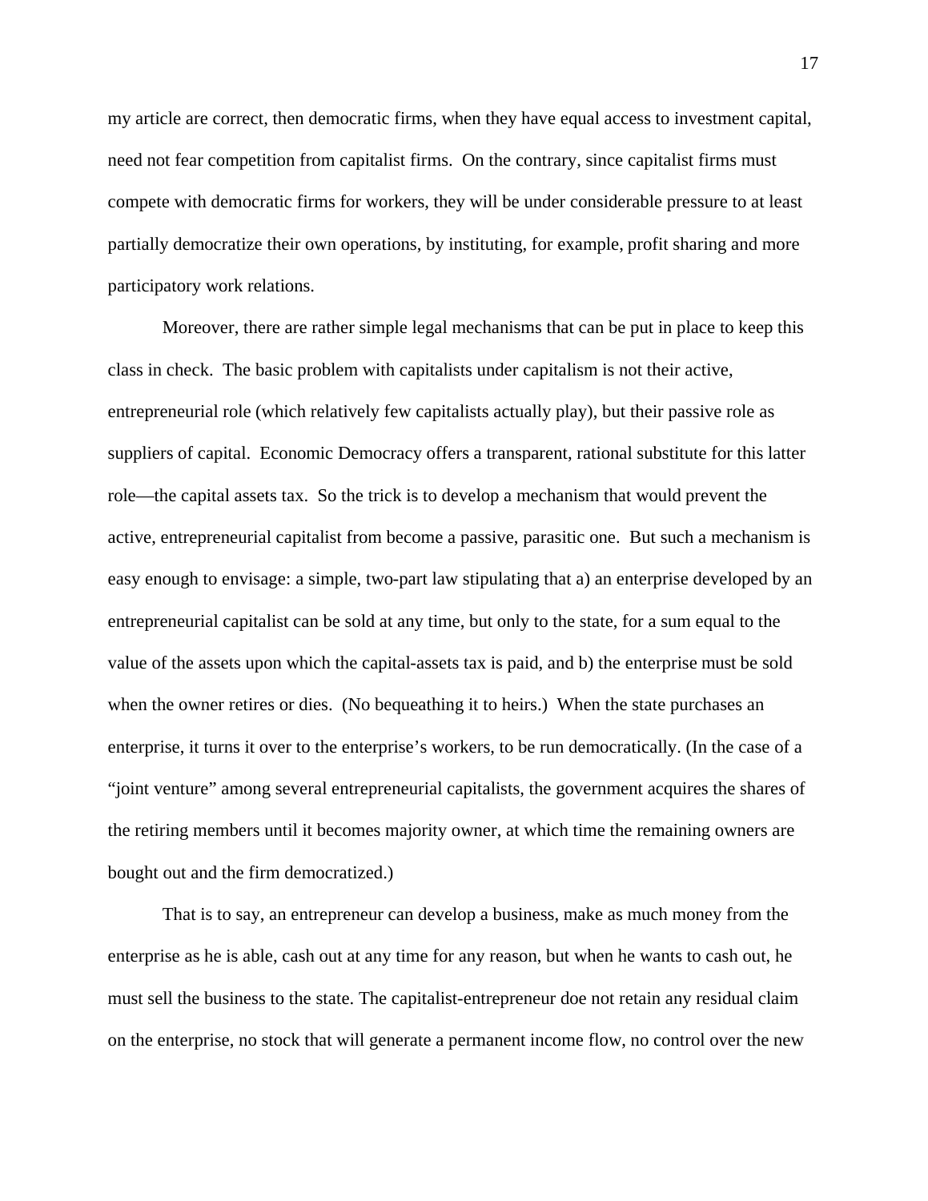my article are correct, then democratic firms, when they have equal access to investment capital, need not fear competition from capitalist firms. On the contrary, since capitalist firms must compete with democratic firms for workers, they will be under considerable pressure to at least partially democratize their own operations, by instituting, for example, profit sharing and more participatory work relations.

Moreover, there are rather simple legal mechanisms that can be put in place to keep this class in check. The basic problem with capitalists under capitalism is not their active, entrepreneurial role (which relatively few capitalists actually play), but their passive role as suppliers of capital. Economic Democracy offers a transparent, rational substitute for this latter role—the capital assets tax. So the trick is to develop a mechanism that would prevent the active, entrepreneurial capitalist from become a passive, parasitic one. But such a mechanism is easy enough to envisage: a simple, two-part law stipulating that a) an enterprise developed by an entrepreneurial capitalist can be sold at any time, but only to the state, for a sum equal to the value of the assets upon which the capital-assets tax is paid, and b) the enterprise must be sold when the owner retires or dies. (No bequeathing it to heirs.) When the state purchases an enterprise, it turns it over to the enterprise's workers, to be run democratically. (In the case of a "joint venture" among several entrepreneurial capitalists, the government acquires the shares of the retiring members until it becomes majority owner, at which time the remaining owners are bought out and the firm democratized.)

That is to say, an entrepreneur can develop a business, make as much money from the enterprise as he is able, cash out at any time for any reason, but when he wants to cash out, he must sell the business to the state. The capitalist-entrepreneur doe not retain any residual claim on the enterprise, no stock that will generate a permanent income flow, no control over the new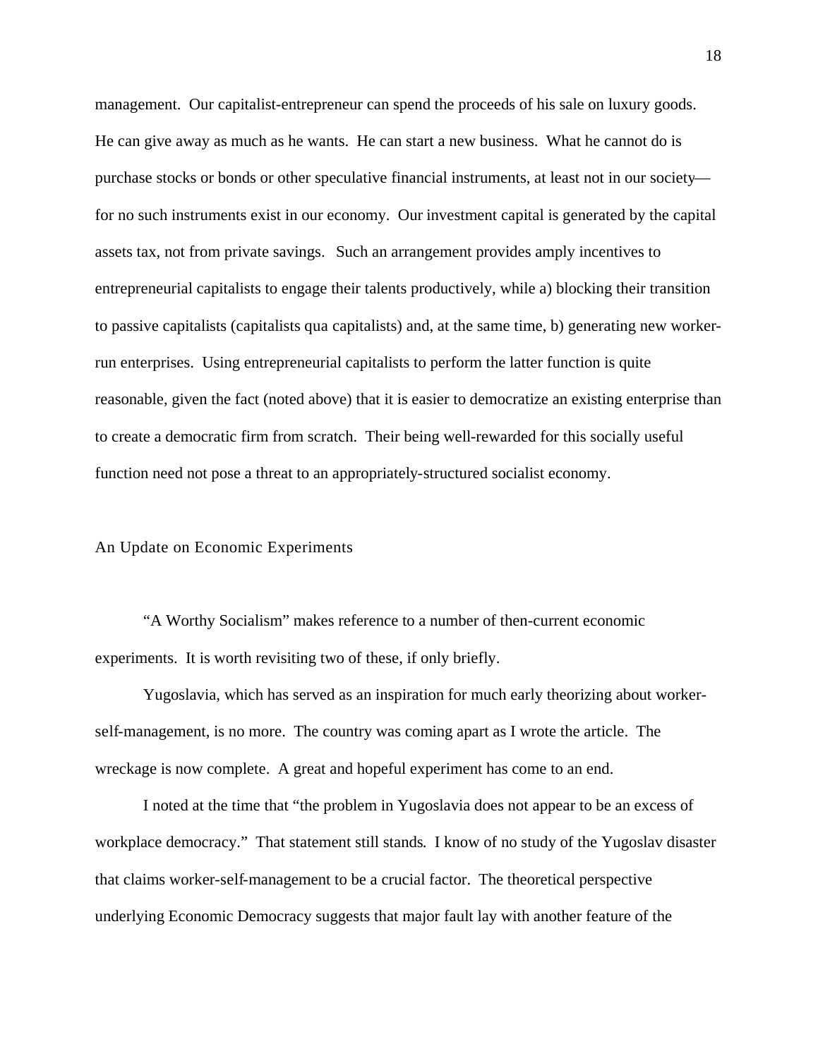management. Our capitalist-entrepreneur can spend the proceeds of his sale on luxury goods. He can give away as much as he wants. He can start a new business. What he cannot do is purchase stocks or bonds or other speculative financial instruments, at least not in our society—for no such instruments exist in our economy. Our investment capital is generated by the capital assets tax, not from private savings. Such an arrangement provides amply incentives to entrepreneurial capitalists to engage their talents productively, while a) blocking their transition to passive capitalists (capitalists qua capitalists) and, at the same time, b) generating new worker-run enterprises. Using entrepreneurial capitalists to perform the latter function is quite reasonable, given the fact (noted above) that it is easier to democratize an existing enterprise than to create a democratic firm from scratch. Their being well-rewarded for this socially useful function need not pose a threat to an appropriately-structured socialist economy.

## An Update on Economic Experiments

"A Worthy Socialism" makes reference to a number of then-current economic experiments. It is worth revisiting two of these, if only briefly.

Yugoslavia, which has served as an inspiration for much early theorizing about worker-self-management, is no more. The country was coming apart as I wrote the article. The wreckage is now complete. A great and hopeful experiment has come to an end.

I noted at the time that "the problem in Yugoslavia does not appear to be an excess of workplace democracy." That statement still stands. I know of no study of the Yugoslav disaster that claims worker-self-management to be a crucial factor. The theoretical perspective underlying Economic Democracy suggests that major fault lay with another feature of the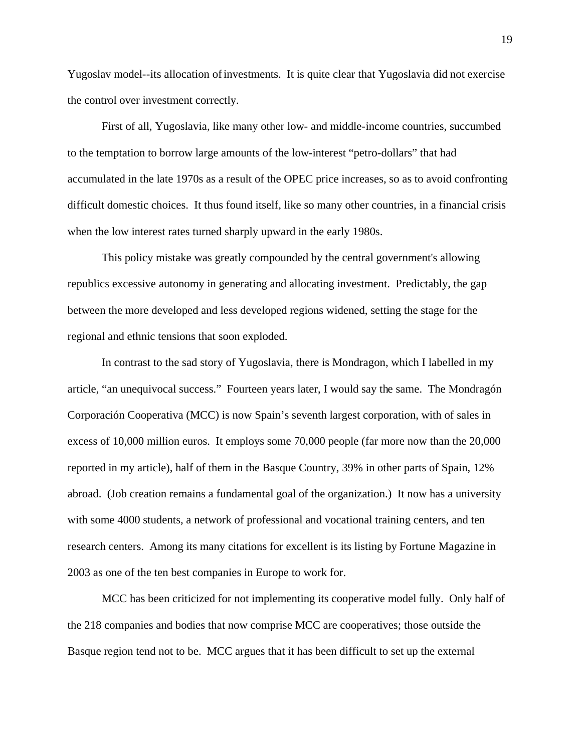Yugoslav model--its allocation of investments. It is quite clear that Yugoslavia did not exercise the control over investment correctly.

First of all, Yugoslavia, like many other low- and middle-income countries, succumbed to the temptation to borrow large amounts of the low-interest "petro-dollars" that had accumulated in the late 1970s as a result of the OPEC price increases, so as to avoid confronting difficult domestic choices. It thus found itself, like so many other countries, in a financial crisis when the low interest rates turned sharply upward in the early 1980s.

This policy mistake was greatly compounded by the central government's allowing republics excessive autonomy in generating and allocating investment. Predictably, the gap between the more developed and less developed regions widened, setting the stage for the regional and ethnic tensions that soon exploded.

In contrast to the sad story of Yugoslavia, there is Mondragon, which I labelled in my article, "an unequivocal success." Fourteen years later, I would say the same. The Mondragón Corporación Cooperativa (MCC) is now Spain's seventh largest corporation, with of sales in excess of 10,000 million euros. It employs some 70,000 people (far more now than the 20,000 reported in my article), half of them in the Basque Country, 39% in other parts of Spain, 12% abroad. (Job creation remains a fundamental goal of the organization.) It now has a university with some 4000 students, a network of professional and vocational training centers, and ten research centers. Among its many citations for excellent is its listing by Fortune Magazine in 2003 as one of the ten best companies in Europe to work for.

MCC has been criticized for not implementing its cooperative model fully. Only half of the 218 companies and bodies that now comprise MCC are cooperatives; those outside the Basque region tend not to be. MCC argues that it has been difficult to set up the external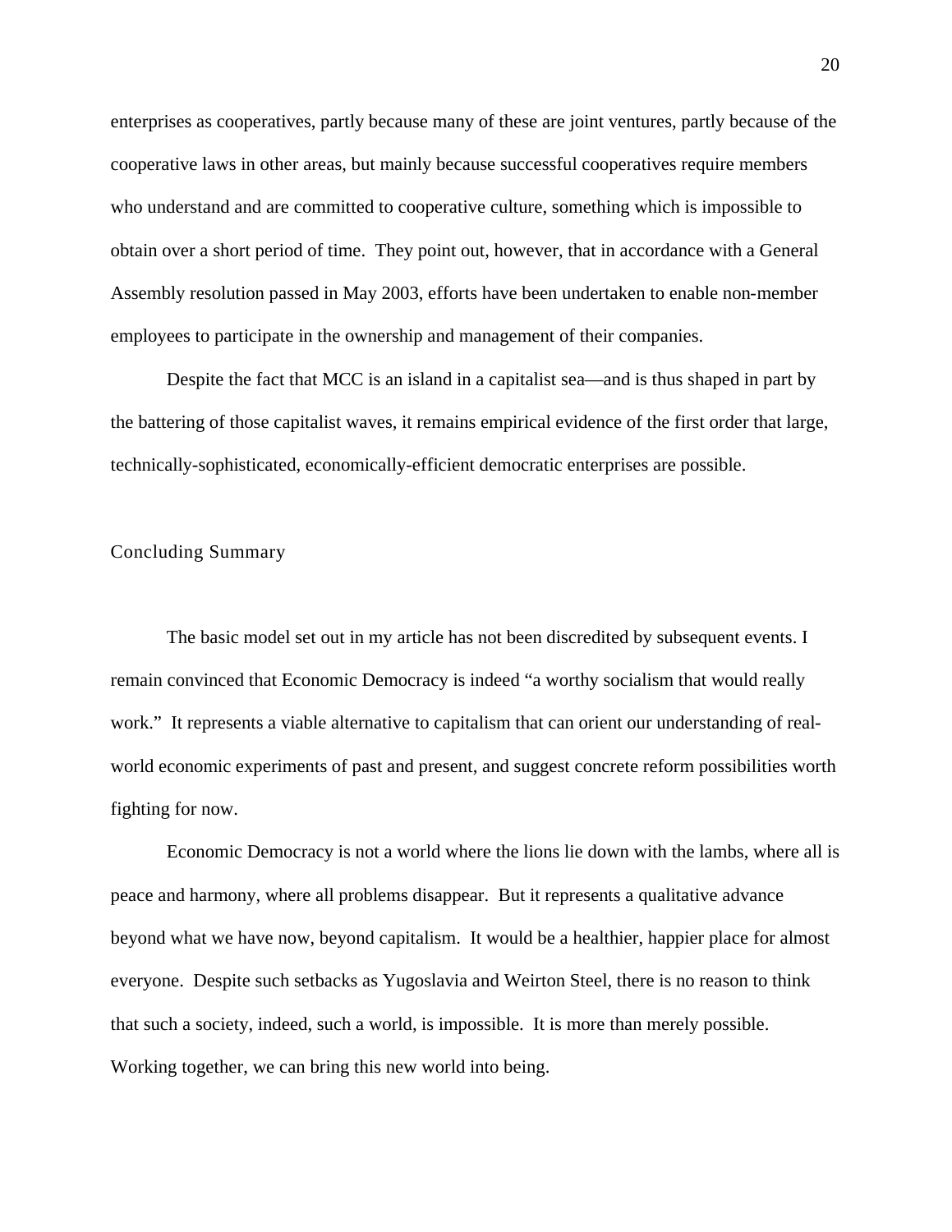enterprises as cooperatives, partly because many of these are joint ventures, partly because of the cooperative laws in other areas, but mainly because successful cooperatives require members who understand and are committed to cooperative culture, something which is impossible to obtain over a short period of time. They point out, however, that in accordance with a General Assembly resolution passed in May 2003, efforts have been undertaken to enable non-member employees to participate in the ownership and management of their companies.

Despite the fact that MCC is an island in a capitalist sea—and is thus shaped in part by the battering of those capitalist waves, it remains empirical evidence of the first order that large, technically-sophisticated, economically-efficient democratic enterprises are possible.

## Concluding Summary

The basic model set out in my article has not been discredited by subsequent events. I remain convinced that Economic Democracy is indeed "a worthy socialism that would really work." It represents a viable alternative to capitalism that can orient our understanding of real-world economic experiments of past and present, and suggest concrete reform possibilities worth fighting for now.

Economic Democracy is not a world where the lions lie down with the lambs, where all is peace and harmony, where all problems disappear. But it represents a qualitative advance beyond what we have now, beyond capitalism. It would be a healthier, happier place for almost everyone. Despite such setbacks as Yugoslavia and Weirton Steel, there is no reason to think that such a society, indeed, such a world, is impossible. It is more than merely possible. Working together, we can bring this new world into being.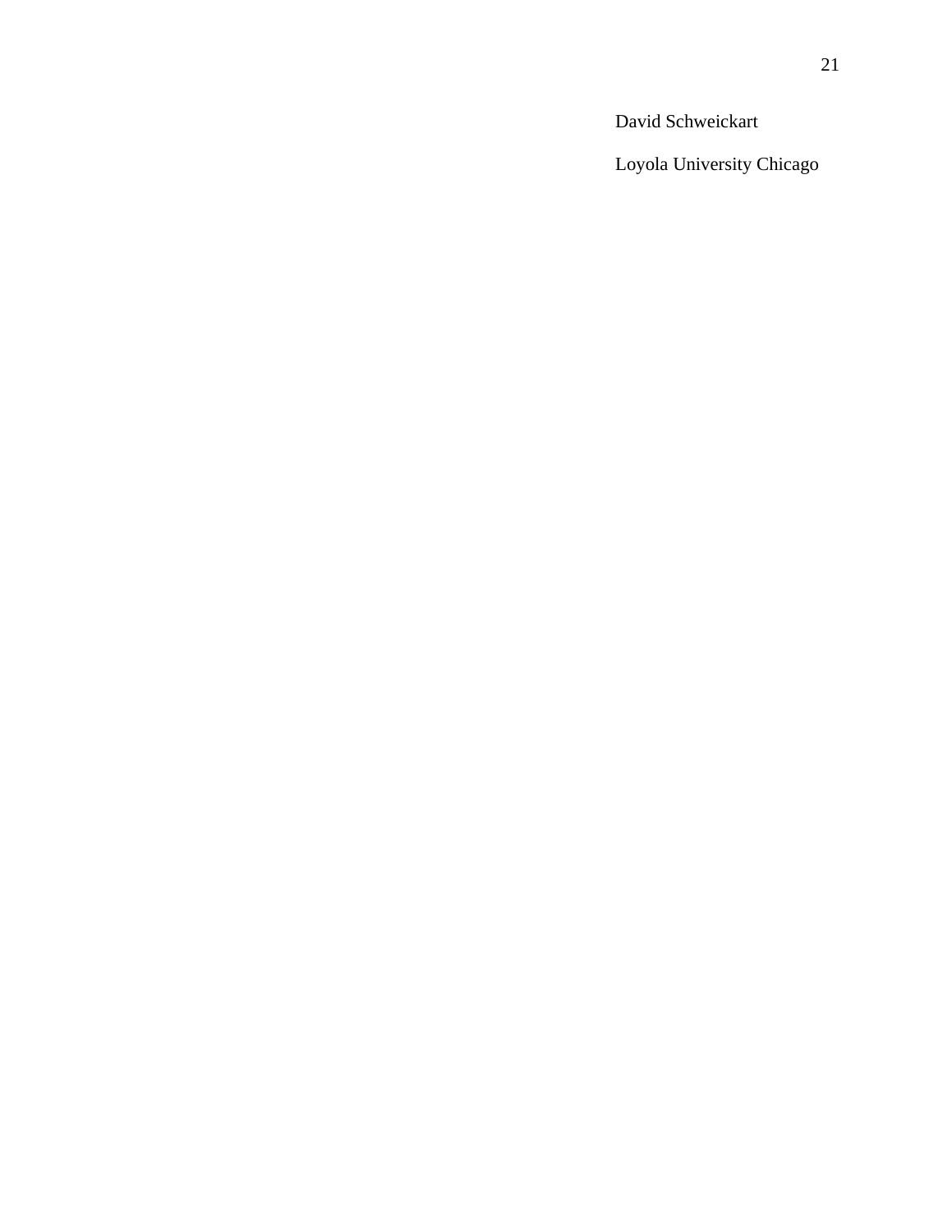David Schweickart

Loyola University Chicago